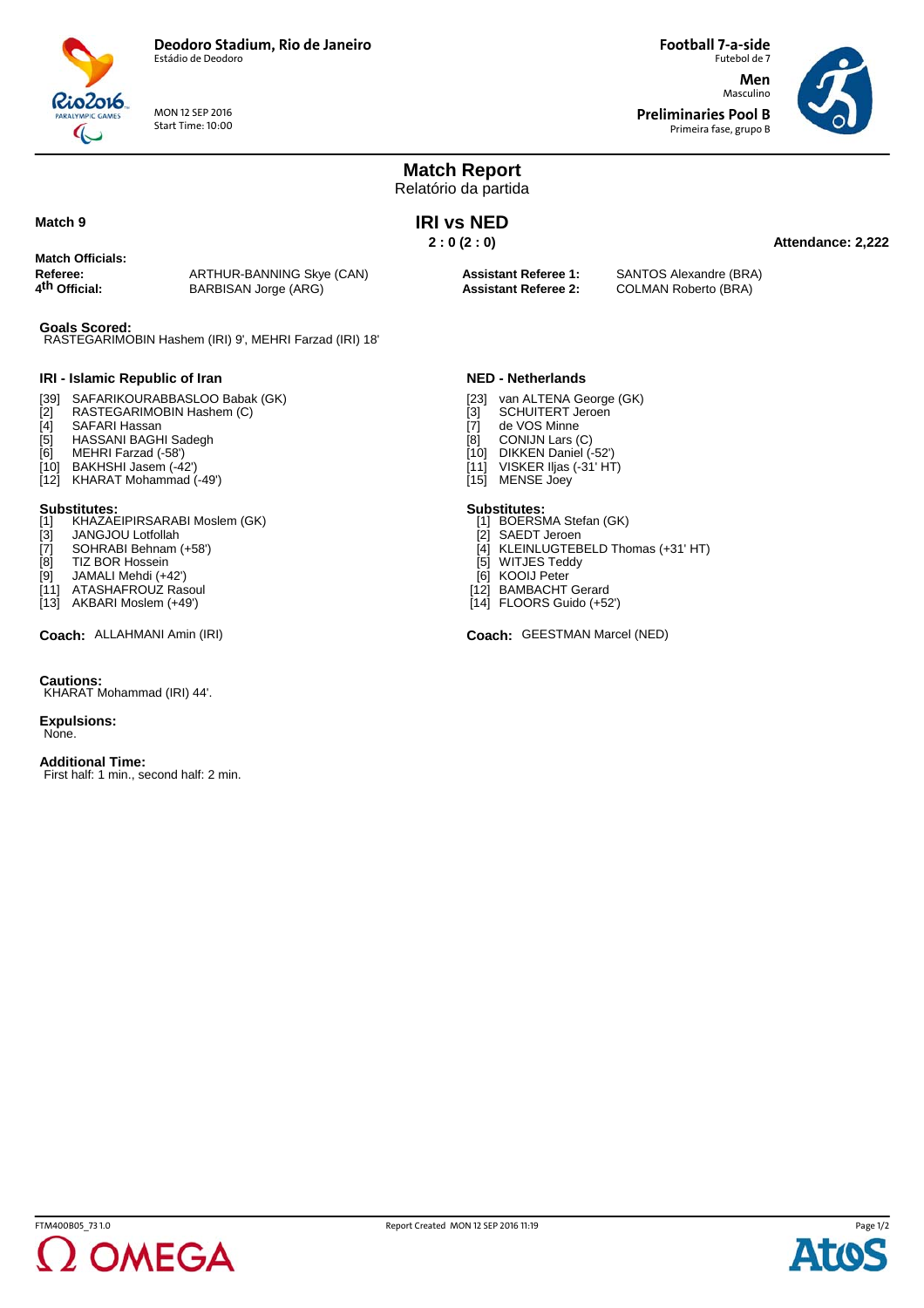**Deodoro Stadium, Rio de Janeiro**
Estádio de Deodoro

MON 12 SEP 2016
Start Time: 10:00

**Football 7-a-side**
Futebol de 7

**Men**
Masculino

**Preliminaries Pool B**
Primeira fase, grupo B

# Match Report
Relatório da partida

**Match 9**

## IRI vs NED

**2 : 0 (2 : 0)**

**Attendance: 2,222**

**Match Officials:**

| | | | |
|---|---|---|---|
| **Referee:** | ARTHUR-BANNING Skye (CAN) | **Assistant Referee 1:** | SANTOS Alexandre (BRA) |
| **4th Official:** | BARBISAN Jorge (ARG) | **Assistant Referee 2:** | COLMAN Roberto (BRA) |

**Goals Scored:**
RASTEGARIMOBIN Hashem (IRI) 9', MEHRI Farzad (IRI) 18'

### IRI - Islamic Republic of Iran

[39] SAFARIKOURABBASLOO Babak (GK)
[2] RASTEGARIMOBIN Hashem (C)
[4] SAFARI Hassan
[5] HASSANI BAGHI Sadegh
[6] MEHRI Farzad (-58')
[10] BAKHSHI Jasem (-42')
[12] KHARAT Mohammad (-49')

**Substitutes:**
[1] KHAZAEIPIRSARABI Moslem (GK)
[3] JANGJOU Lotfollah
[7] SOHRABI Behnam (+58')
[8] TIZ BOR Hossein
[9] JAMALI Mehdi (+42')
[11] ATASHAFROUZ Rasoul
[13] AKBARI Moslem (+49')

**Coach:** ALLAHMANI Amin (IRI)

### NED - Netherlands

[23] van ALTENA George (GK)
[3] SCHUITERT Jeroen
[7] de VOS Minne
[8] CONIJN Lars (C)
[10] DIKKEN Daniel (-52')
[11] VISKER Iljas (-31' HT)
[15] MENSE Joey

**Substitutes:**
[1] BOERSMA Stefan (GK)
[2] SAEDT Jeroen
[4] KLEINLUGTEBELD Thomas (+31' HT)
[5] WITJES Teddy
[6] KOOIJ Peter
[12] BAMBACHT Gerard
[14] FLOORS Guido (+52')

**Coach:** GEESTMAN Marcel (NED)

**Cautions:**
KHARAT Mohammad (IRI) 44'.

**Expulsions:**
None.

**Additional Time:**
First half: 1 min., second half: 2 min.

FTM400B05_73 1.0 — Report Created MON 12 SEP 2016 11:19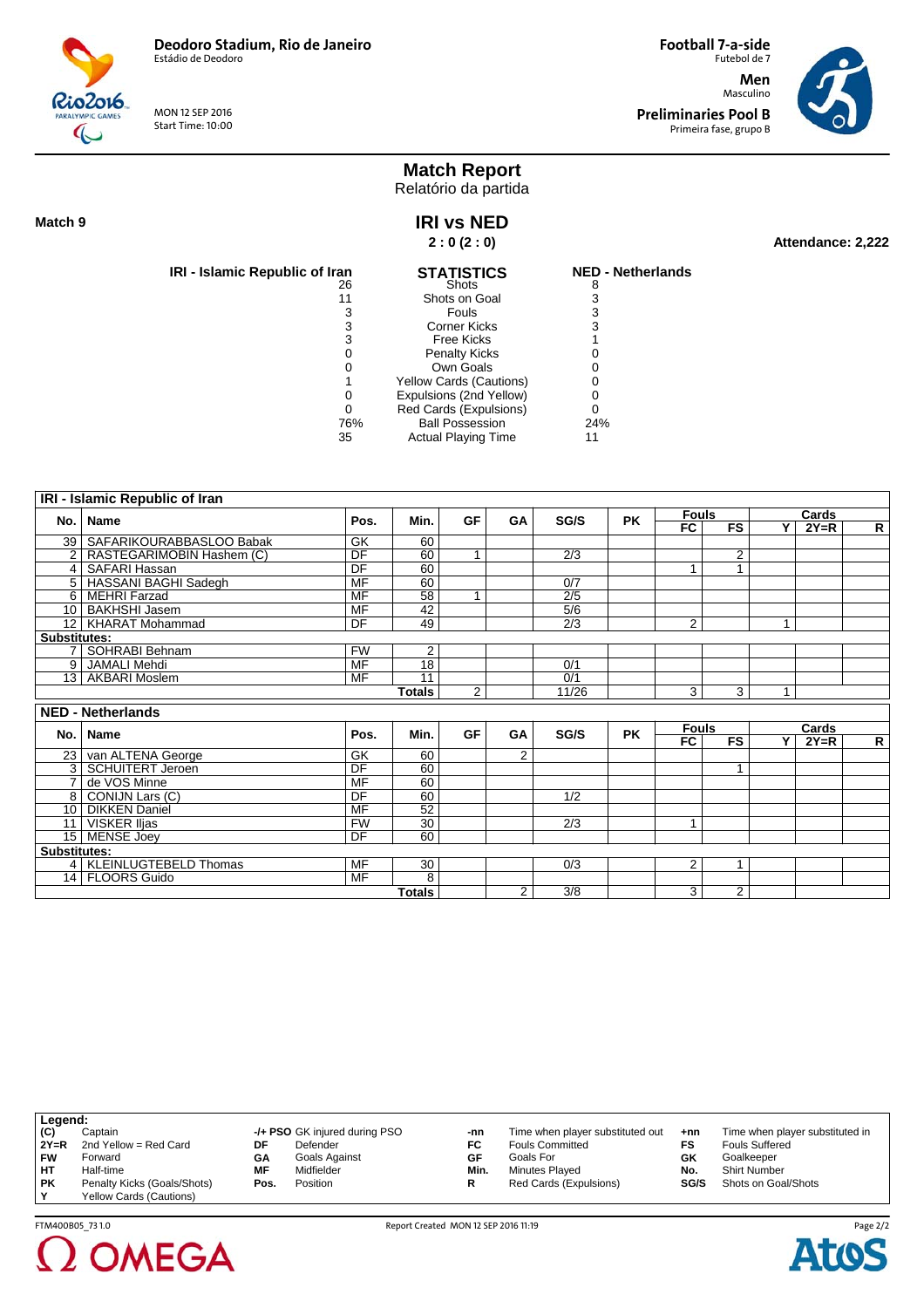Deodoro Stadium, Rio de Janeiro
Estádio de Deodoro

MON 12 SEP 2016
Start Time: 10:00

**Football 7-a-side**
Futebol de 7

**Men**
Masculino

**Preliminaries Pool B**
Primeira fase, grupo B

# Match Report
Relatório da partida

**Match 9**

## IRI vs NED
**2 : 0 (2 : 0)**

**Attendance: 2,222**

| IRI - Islamic Republic of Iran | STATISTICS | NED - Netherlands |
|---|---|---|
| 26 | Shots | 8 |
| 11 | Shots on Goal | 3 |
| 3 | Fouls | 3 |
| 3 | Corner Kicks | 3 |
| 3 | Free Kicks | 1 |
| 0 | Penalty Kicks | 0 |
| 0 | Own Goals | 0 |
| 1 | Yellow Cards (Cautions) | 0 |
| 0 | Expulsions (2nd Yellow) | 0 |
| 0 | Red Cards (Expulsions) | 0 |
| 76% | Ball Possession | 24% |
| 35 | Actual Playing Time | 11 |

**IRI - Islamic Republic of Iran**

| No. | Name | Pos. | Min. | GF | GA | SG/S | PK | Fouls FC | Fouls FS | Cards Y | Cards 2Y=R | Cards R |
|---|---|---|---|---|---|---|---|---|---|---|---|---|
| 39 | SAFARIKOURABBASLOO Babak | GK | 60 | | | | | | | | | |
| 2 | RASTEGARIMOBIN Hashem (C) | DF | 60 | 1 | | 2/3 | | | 2 | | | |
| 4 | SAFARI Hassan | DF | 60 | | | | | 1 | 1 | | | |
| 5 | HASSANI BAGHI Sadegh | MF | 60 | | | 0/7 | | | | | | |
| 6 | MEHRI Farzad | MF | 58 | 1 | | 2/5 | | | | | | |
| 10 | BAKHSHI Jasem | MF | 42 | | | 5/6 | | | | | | |
| 12 | KHARAT Mohammad | DF | 49 | | | 2/3 | | 2 | | 1 | | |
| **Substitutes:** | | | | | | | | | | | | |
| 7 | SOHRABI Behnam | FW | 2 | | | | | | | | | |
| 9 | JAMALI Mehdi | MF | 18 | | | 0/1 | | | | | | |
| 13 | AKBARI Moslem | MF | 11 | | | 0/1 | | | | | | |
| | | | **Totals** | 2 | | 11/26 | | 3 | 3 | 1 | | |

**NED - Netherlands**

| No. | Name | Pos. | Min. | GF | GA | SG/S | PK | Fouls FC | Fouls FS | Cards Y | Cards 2Y=R | Cards R |
|---|---|---|---|---|---|---|---|---|---|---|---|---|
| 23 | van ALTENA George | GK | 60 | | 2 | | | | | | | |
| 3 | SCHUITERT Jeroen | DF | 60 | | | | | | 1 | | | |
| 7 | de VOS Minne | MF | 60 | | | | | | | | | |
| 8 | CONIJN Lars (C) | DF | 60 | | | 1/2 | | | | | | |
| 10 | DIKKEN Daniel | MF | 52 | | | | | | | | | |
| 11 | VISKER Iljas | FW | 30 | | | 2/3 | | 1 | | | | |
| 15 | MENSE Joey | DF | 60 | | | | | | | | | |
| **Substitutes:** | | | | | | | | | | | | |
| 4 | KLEINLUGTEBELD Thomas | MF | 30 | | | 0/3 | | 2 | 1 | | | |
| 14 | FLOORS Guido | MF | 8 | | | | | | | | | |
| | | | **Totals** | | 2 | 3/8 | | 3 | 2 | | | |

**Legend:**

| | | | | | | | |
|---|---|---|---|---|---|---|---|
| (C) | Captain | -/+ PSO | GK injured during PSO | -nn | Time when player substituted out | +nn | Time when player substituted in |
| 2Y=R | 2nd Yellow = Red Card | DF | Defender | FC | Fouls Committed | FS | Fouls Suffered |
| FW | Forward | GA | Goals Against | GF | Goals For | GK | Goalkeeper |
| HT | Half-time | MF | Midfielder | Min. | Minutes Played | No. | Shirt Number |
| PK | Penalty Kicks (Goals/Shots) | Pos. | Position | R | Red Cards (Expulsions) | SG/S | Shots on Goal/Shots |
| Y | Yellow Cards (Cautions) | | | | | | |

FTM400B05_73 1.0 Report Created MON 12 SEP 2016 11:19